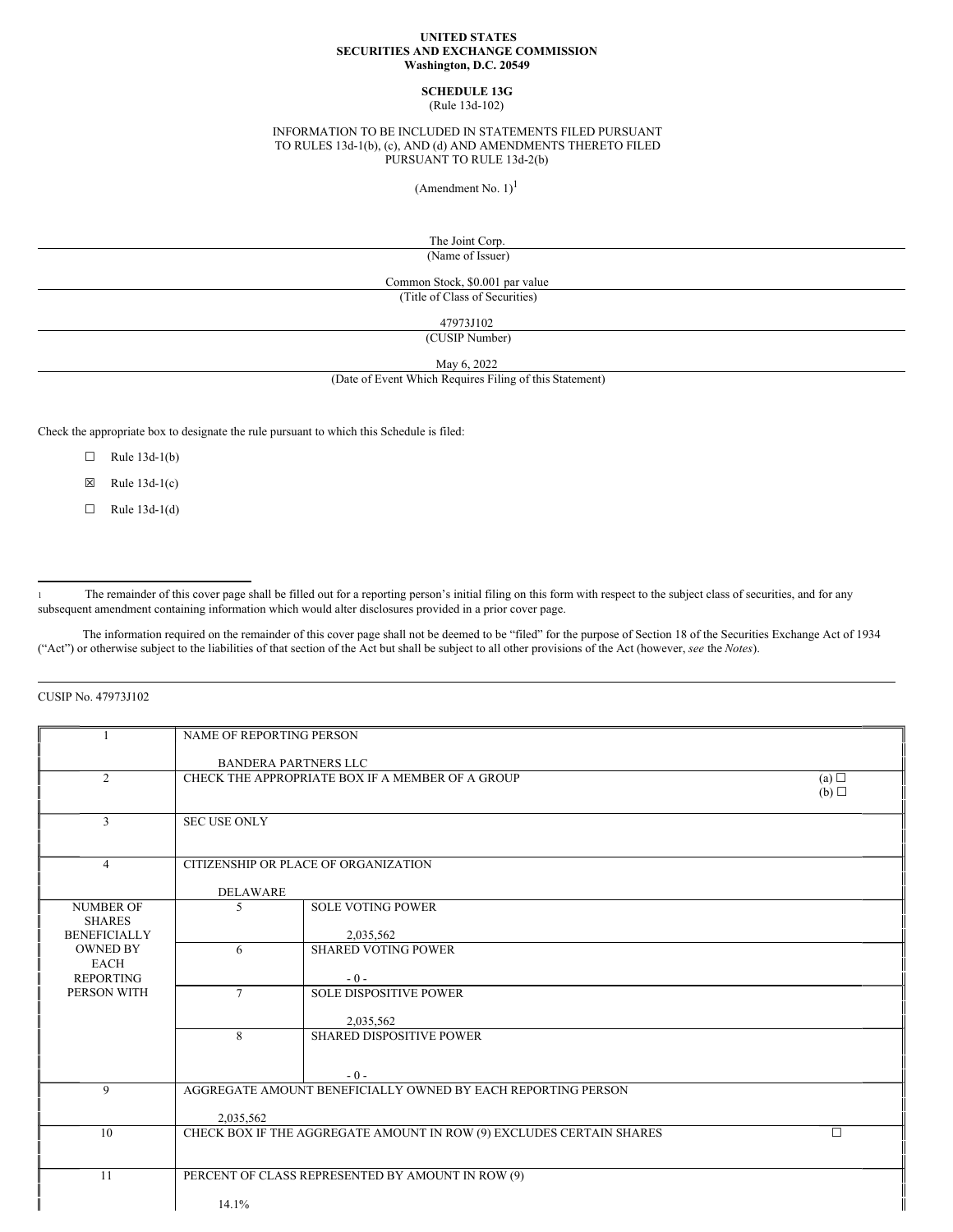**UNITED STATES**
**SECURITIES AND EXCHANGE COMMISSION**
**Washington, D.C. 20549**

**SCHEDULE 13G**
(Rule 13d-102)

INFORMATION TO BE INCLUDED IN STATEMENTS FILED PURSUANT TO RULES 13d-1(b), (c), AND (d) AND AMENDMENTS THERETO FILED PURSUANT TO RULE 13d-2(b)

(Amendment No. 1)[1]

The Joint Corp.
(Name of Issuer)

Common Stock, $0.001 par value
(Title of Class of Securities)

47973J102
(CUSIP Number)

May 6, 2022
(Date of Event Which Requires Filing of this Statement)

Check the appropriate box to designate the rule pursuant to which this Schedule is filed:

☐ Rule 13d-1(b)

☒ Rule 13d-1(c)

☐ Rule 13d-1(d)

[1] The remainder of this cover page shall be filled out for a reporting person's initial filing on this form with respect to the subject class of securities, and for any subsequent amendment containing information which would alter disclosures provided in a prior cover page.

The information required on the remainder of this cover page shall not be deemed to be "filed" for the purpose of Section 18 of the Securities Exchange Act of 1934 ("Act") or otherwise subject to the liabilities of that section of the Act but shall be subject to all other provisions of the Act (however, *see* the *Notes*).

CUSIP No. 47973J102

| | | |
|---|---|---|
| 1 | NAME OF REPORTING PERSON<br><br>BANDERA PARTNERS LLC | |
| 2 | CHECK THE APPROPRIATE BOX IF A MEMBER OF A GROUP | (a) ☐<br>(b) ☐ |
| 3 | SEC USE ONLY | |
| 4 | CITIZENSHIP OR PLACE OF ORGANIZATION<br><br>DELAWARE | |
| NUMBER OF SHARES BENEFICIALLY OWNED BY EACH REPORTING PERSON WITH | 5 | SOLE VOTING POWER<br><br>2,035,562 |
| | 6 | SHARED VOTING POWER<br><br>- 0 - |
| | 7 | SOLE DISPOSITIVE POWER<br><br>2,035,562 |
| | 8 | SHARED DISPOSITIVE POWER<br><br>- 0 - |
| 9 | AGGREGATE AMOUNT BENEFICIALLY OWNED BY EACH REPORTING PERSON<br><br>2,035,562 | |
| 10 | CHECK BOX IF THE AGGREGATE AMOUNT IN ROW (9) EXCLUDES CERTAIN SHARES | ☐ |
| 11 | PERCENT OF CLASS REPRESENTED BY AMOUNT IN ROW (9)<br><br>14.1% | |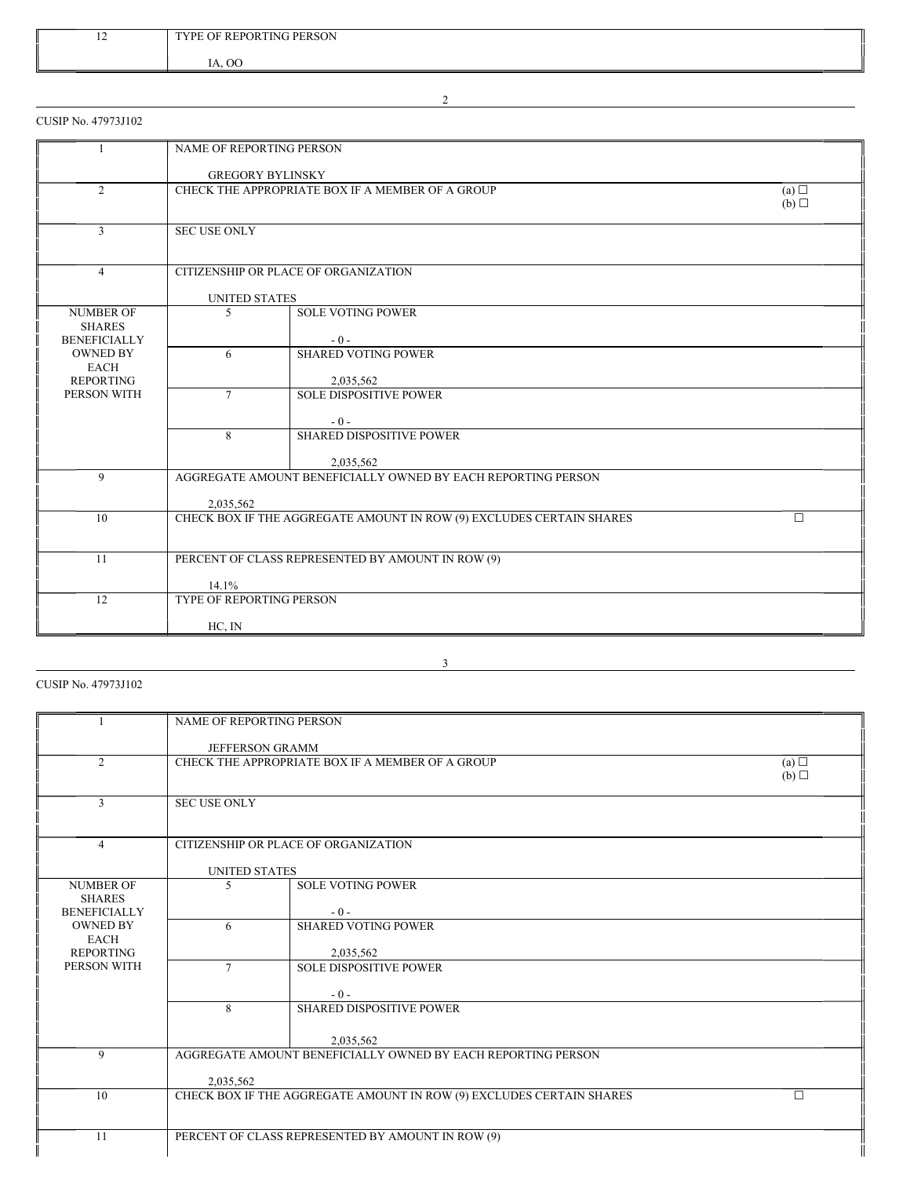| 12 | TYPE OF REPORTING PERSON<br><br>IA, OO | | |
|---|---|---|---|

CUSIP No. 47973J102

| 1 | NAME OF REPORTING PERSON<br><br>GREGORY BYLINSKY | | |
|---|---|---|---|
| 2 | CHECK THE APPROPRIATE BOX IF A MEMBER OF A GROUP | | (a) ☐<br>(b) ☐ |
| 3 | SEC USE ONLY | | |
| 4 | CITIZENSHIP OR PLACE OF ORGANIZATION<br><br>UNITED STATES | | |
| NUMBER OF SHARES BENEFICIALLY OWNED BY EACH REPORTING PERSON WITH | 5 | SOLE VOTING POWER<br><br>- 0 - | |
| | 6 | SHARED VOTING POWER<br><br>2,035,562 | |
| | 7 | SOLE DISPOSITIVE POWER<br><br>- 0 - | |
| | 8 | SHARED DISPOSITIVE POWER<br><br>2,035,562 | |
| 9 | AGGREGATE AMOUNT BENEFICIALLY OWNED BY EACH REPORTING PERSON<br><br>2,035,562 | | |
| 10 | CHECK BOX IF THE AGGREGATE AMOUNT IN ROW (9) EXCLUDES CERTAIN SHARES | | ☐ |
| 11 | PERCENT OF CLASS REPRESENTED BY AMOUNT IN ROW (9)<br><br>14.1% | | |
| 12 | TYPE OF REPORTING PERSON<br><br>HC, IN | | |

CUSIP No. 47973J102

| 1 | NAME OF REPORTING PERSON<br><br>JEFFERSON GRAMM | | |
|---|---|---|---|
| 2 | CHECK THE APPROPRIATE BOX IF A MEMBER OF A GROUP | | (a) ☐<br>(b) ☐ |
| 3 | SEC USE ONLY | | |
| 4 | CITIZENSHIP OR PLACE OF ORGANIZATION<br><br>UNITED STATES | | |
| NUMBER OF SHARES BENEFICIALLY OWNED BY EACH REPORTING PERSON WITH | 5 | SOLE VOTING POWER<br><br>- 0 - | |
| | 6 | SHARED VOTING POWER<br><br>2,035,562 | |
| | 7 | SOLE DISPOSITIVE POWER<br><br>- 0 - | |
| | 8 | SHARED DISPOSITIVE POWER<br><br>2,035,562 | |
| 9 | AGGREGATE AMOUNT BENEFICIALLY OWNED BY EACH REPORTING PERSON<br><br>2,035,562 | | |
| 10 | CHECK BOX IF THE AGGREGATE AMOUNT IN ROW (9) EXCLUDES CERTAIN SHARES | | ☐ |
| 11 | PERCENT OF CLASS REPRESENTED BY AMOUNT IN ROW (9) | | |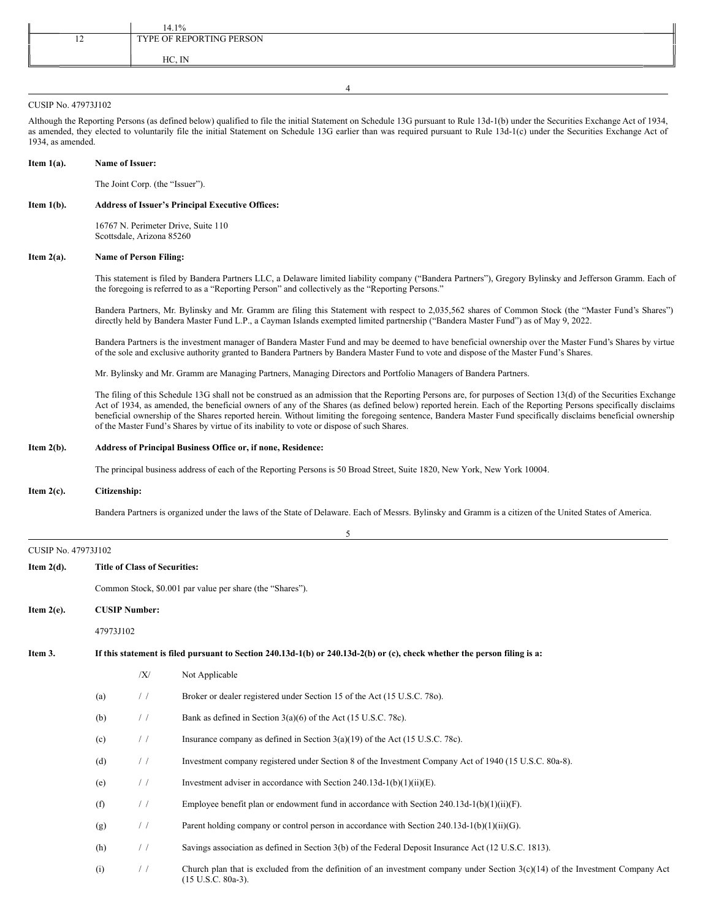| | 14.1% |
|---|---|
| 12 | TYPE OF REPORTING PERSON<br><br>HC, IN |

CUSIP No. 47973J102

Although the Reporting Persons (as defined below) qualified to file the initial Statement on Schedule 13G pursuant to Rule 13d-1(b) under the Securities Exchange Act of 1934, as amended, they elected to voluntarily file the initial Statement on Schedule 13G earlier than was required pursuant to Rule 13d-1(c) under the Securities Exchange Act of 1934, as amended.

**Item 1(a). Name of Issuer:**

The Joint Corp. (the "Issuer").

**Item 1(b). Address of Issuer's Principal Executive Offices:**

16767 N. Perimeter Drive, Suite 110
Scottsdale, Arizona 85260

**Item 2(a). Name of Person Filing:**

This statement is filed by Bandera Partners LLC, a Delaware limited liability company ("Bandera Partners"), Gregory Bylinsky and Jefferson Gramm. Each of the foregoing is referred to as a "Reporting Person" and collectively as the "Reporting Persons."

Bandera Partners, Mr. Bylinsky and Mr. Gramm are filing this Statement with respect to 2,035,562 shares of Common Stock (the "Master Fund's Shares") directly held by Bandera Master Fund L.P., a Cayman Islands exempted limited partnership ("Bandera Master Fund") as of May 9, 2022.

Bandera Partners is the investment manager of Bandera Master Fund and may be deemed to have beneficial ownership over the Master Fund's Shares by virtue of the sole and exclusive authority granted to Bandera Partners by Bandera Master Fund to vote and dispose of the Master Fund's Shares.

Mr. Bylinsky and Mr. Gramm are Managing Partners, Managing Directors and Portfolio Managers of Bandera Partners.

The filing of this Schedule 13G shall not be construed as an admission that the Reporting Persons are, for purposes of Section 13(d) of the Securities Exchange Act of 1934, as amended, the beneficial owners of any of the Shares (as defined below) reported herein. Each of the Reporting Persons specifically disclaims beneficial ownership of the Shares reported herein. Without limiting the foregoing sentence, Bandera Master Fund specifically disclaims beneficial ownership of the Master Fund's Shares by virtue of its inability to vote or dispose of such Shares.

**Item 2(b). Address of Principal Business Office or, if none, Residence:**

The principal business address of each of the Reporting Persons is 50 Broad Street, Suite 1820, New York, New York 10004.

**Item 2(c). Citizenship:**

Bandera Partners is organized under the laws of the State of Delaware. Each of Messrs. Bylinsky and Gramm is a citizen of the United States of America.

CUSIP No. 47973J102

**Item 2(d). Title of Class of Securities:**

Common Stock, $0.001 par value per share (the "Shares").

**Item 2(e). CUSIP Number:**

47973J102

**Item 3. If this statement is filed pursuant to Section 240.13d-1(b) or 240.13d-2(b) or (c), check whether the person filing is a:**

| | | |
|---|---|---|
| | /X/ | Not Applicable |
| (a) | / / | Broker or dealer registered under Section 15 of the Act (15 U.S.C. 78o). |
| (b) | / / | Bank as defined in Section 3(a)(6) of the Act (15 U.S.C. 78c). |
| (c) | / / | Insurance company as defined in Section 3(a)(19) of the Act (15 U.S.C. 78c). |
| (d) | / / | Investment company registered under Section 8 of the Investment Company Act of 1940 (15 U.S.C. 80a-8). |
| (e) | / / | Investment adviser in accordance with Section 240.13d-1(b)(1)(ii)(E). |
| (f) | / / | Employee benefit plan or endowment fund in accordance with Section 240.13d-1(b)(1)(ii)(F). |
| (g) | / / | Parent holding company or control person in accordance with Section 240.13d-1(b)(1)(ii)(G). |
| (h) | / / | Savings association as defined in Section 3(b) of the Federal Deposit Insurance Act (12 U.S.C. 1813). |
| (i) | / / | Church plan that is excluded from the definition of an investment company under Section 3(c)(14) of the Investment Company Act (15 U.S.C. 80a-3). |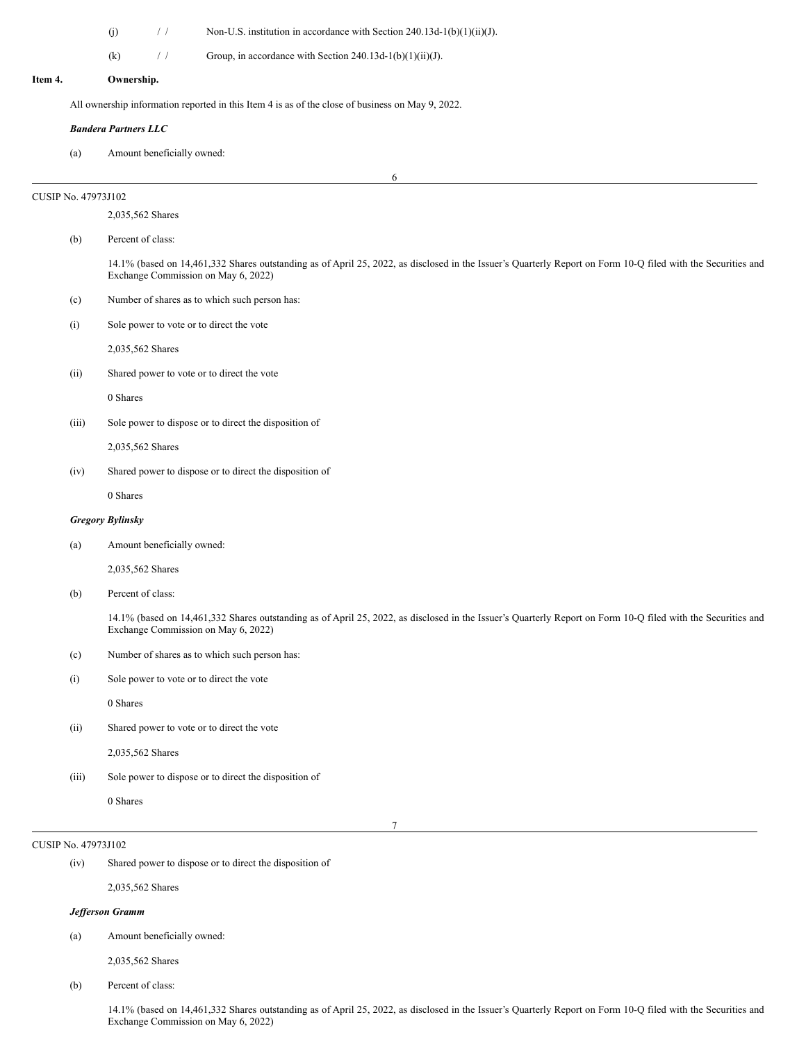(j) / / Non-U.S. institution in accordance with Section 240.13d-1(b)(1)(ii)(J).

(k) / / Group, in accordance with Section 240.13d-1(b)(1)(ii)(J).

**Item 4. Ownership.**

All ownership information reported in this Item 4 is as of the close of business on May 9, 2022.

***Bandera Partners LLC***

(a) Amount beneficially owned:

2,035,562 Shares

(b) Percent of class:

14.1% (based on 14,461,332 Shares outstanding as of April 25, 2022, as disclosed in the Issuer's Quarterly Report on Form 10-Q filed with the Securities and Exchange Commission on May 6, 2022)

(c) Number of shares as to which such person has:

(i) Sole power to vote or to direct the vote

2,035,562 Shares

(ii) Shared power to vote or to direct the vote

0 Shares

(iii) Sole power to dispose or to direct the disposition of

2,035,562 Shares

(iv) Shared power to dispose or to direct the disposition of

0 Shares

***Gregory Bylinsky***

(a) Amount beneficially owned:

2,035,562 Shares

(b) Percent of class:

14.1% (based on 14,461,332 Shares outstanding as of April 25, 2022, as disclosed in the Issuer's Quarterly Report on Form 10-Q filed with the Securities and Exchange Commission on May 6, 2022)

(c) Number of shares as to which such person has:

(i) Sole power to vote or to direct the vote

0 Shares

(ii) Shared power to vote or to direct the vote

2,035,562 Shares

(iii) Sole power to dispose or to direct the disposition of

0 Shares

(iv) Shared power to dispose or to direct the disposition of

2,035,562 Shares

***Jefferson Gramm***

(a) Amount beneficially owned:

2,035,562 Shares

(b) Percent of class:

14.1% (based on 14,461,332 Shares outstanding as of April 25, 2022, as disclosed in the Issuer's Quarterly Report on Form 10-Q filed with the Securities and Exchange Commission on May 6, 2022)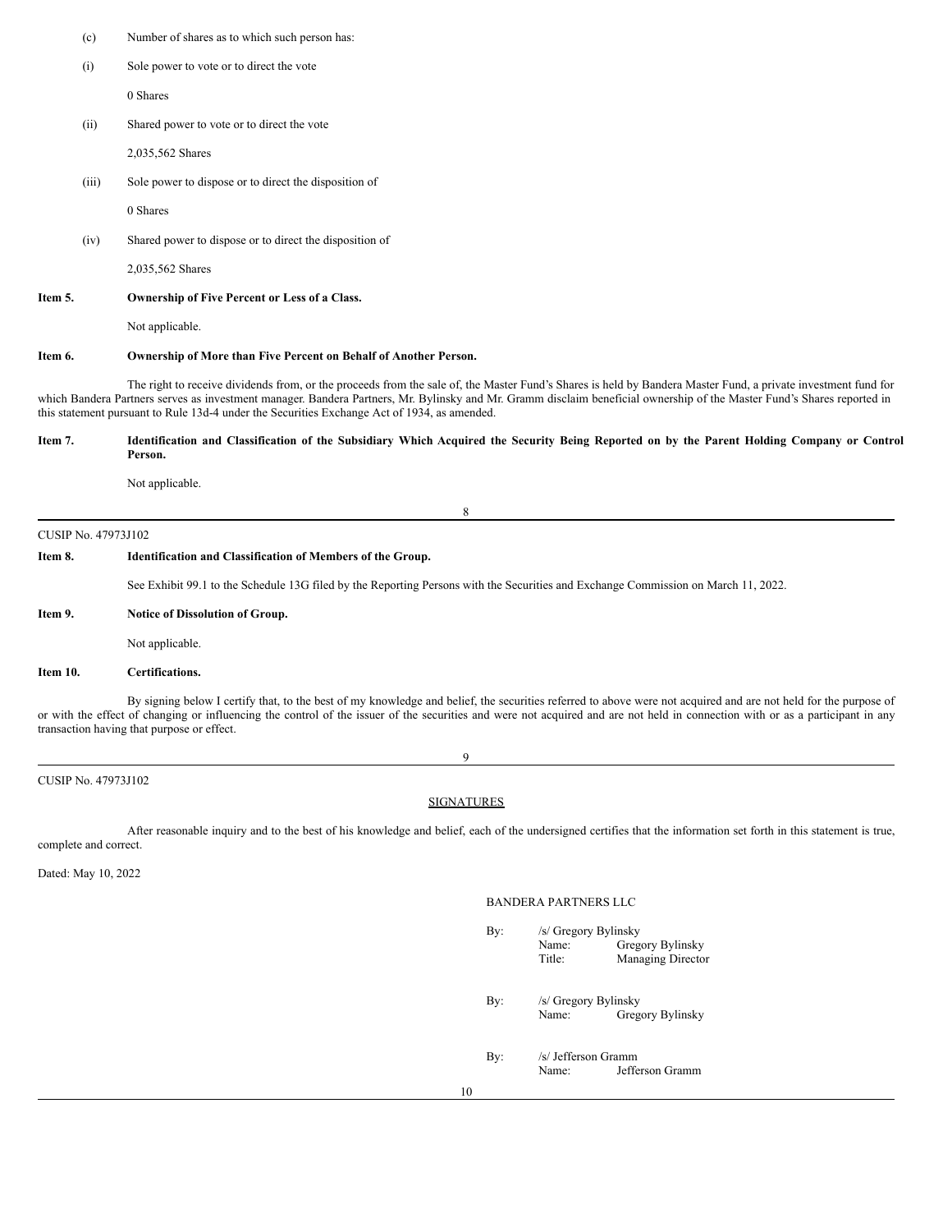(c) Number of shares as to which such person has:

(i) Sole power to vote or to direct the vote

0 Shares

(ii) Shared power to vote or to direct the vote

2,035,562 Shares

(iii) Sole power to dispose or to direct the disposition of

0 Shares

(iv) Shared power to dispose or to direct the disposition of

2,035,562 Shares

**Item 5. Ownership of Five Percent or Less of a Class.**

Not applicable.

**Item 6. Ownership of More than Five Percent on Behalf of Another Person.**

The right to receive dividends from, or the proceeds from the sale of, the Master Fund's Shares is held by Bandera Master Fund, a private investment fund for which Bandera Partners serves as investment manager. Bandera Partners, Mr. Bylinsky and Mr. Gramm disclaim beneficial ownership of the Master Fund's Shares reported in this statement pursuant to Rule 13d-4 under the Securities Exchange Act of 1934, as amended.

**Item 7. Identification and Classification of the Subsidiary Which Acquired the Security Being Reported on by the Parent Holding Company or Control Person.**

Not applicable.

CUSIP No. 47973J102

**Item 8. Identification and Classification of Members of the Group.**

See Exhibit 99.1 to the Schedule 13G filed by the Reporting Persons with the Securities and Exchange Commission on March 11, 2022.

**Item 9. Notice of Dissolution of Group.**

Not applicable.

**Item 10. Certifications.**

By signing below I certify that, to the best of my knowledge and belief, the securities referred to above were not acquired and are not held for the purpose of or with the effect of changing or influencing the control of the issuer of the securities and were not acquired and are not held in connection with or as a participant in any transaction having that purpose or effect.

CUSIP No. 47973J102

SIGNATURES

After reasonable inquiry and to the best of his knowledge and belief, each of the undersigned certifies that the information set forth in this statement is true, complete and correct.

Dated: May 10, 2022

BANDERA PARTNERS LLC

By: /s/ Gregory Bylinsky
Name: Gregory Bylinsky
Title: Managing Director

By: /s/ Gregory Bylinsky
Name: Gregory Bylinsky

By: /s/ Jefferson Gramm
Name: Jefferson Gramm